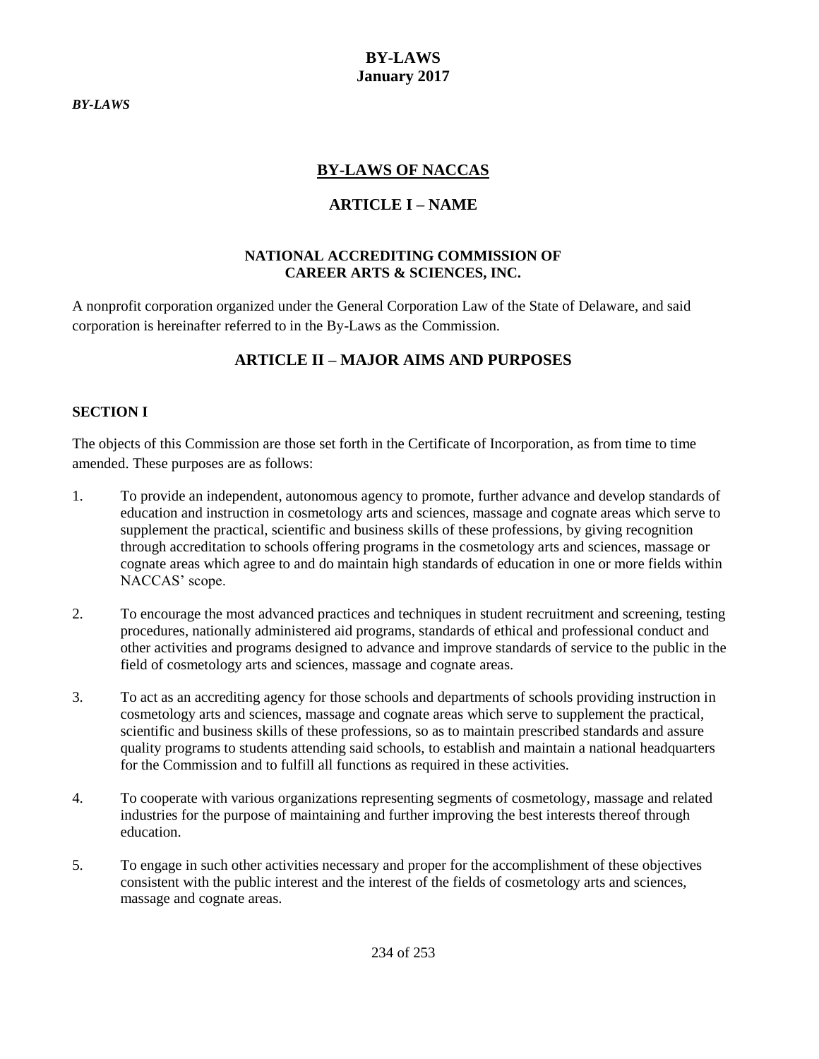# BY-LAWS
# January 2017

***BY-LAWS***

## BY-LAWS OF NACCAS

## ARTICLE I – NAME

**NATIONAL ACCREDITING COMMISSION OF CAREER ARTS & SCIENCES, INC.**

A nonprofit corporation organized under the General Corporation Law of the State of Delaware, and said corporation is hereinafter referred to in the By-Laws as the Commission.

## ARTICLE II – MAJOR AIMS AND PURPOSES

### SECTION I

The objects of this Commission are those set forth in the Certificate of Incorporation, as from time to time amended. These purposes are as follows:

1. To provide an independent, autonomous agency to promote, further advance and develop standards of education and instruction in cosmetology arts and sciences, massage and cognate areas which serve to supplement the practical, scientific and business skills of these professions, by giving recognition through accreditation to schools offering programs in the cosmetology arts and sciences, massage or cognate areas which agree to and do maintain high standards of education in one or more fields within NACCAS' scope.

2. To encourage the most advanced practices and techniques in student recruitment and screening, testing procedures, nationally administered aid programs, standards of ethical and professional conduct and other activities and programs designed to advance and improve standards of service to the public in the field of cosmetology arts and sciences, massage and cognate areas.

3. To act as an accrediting agency for those schools and departments of schools providing instruction in cosmetology arts and sciences, massage and cognate areas which serve to supplement the practical, scientific and business skills of these professions, so as to maintain prescribed standards and assure quality programs to students attending said schools, to establish and maintain a national headquarters for the Commission and to fulfill all functions as required in these activities.

4. To cooperate with various organizations representing segments of cosmetology, massage and related industries for the purpose of maintaining and further improving the best interests thereof through education.

5. To engage in such other activities necessary and proper for the accomplishment of these objectives consistent with the public interest and the interest of the fields of cosmetology arts and sciences, massage and cognate areas.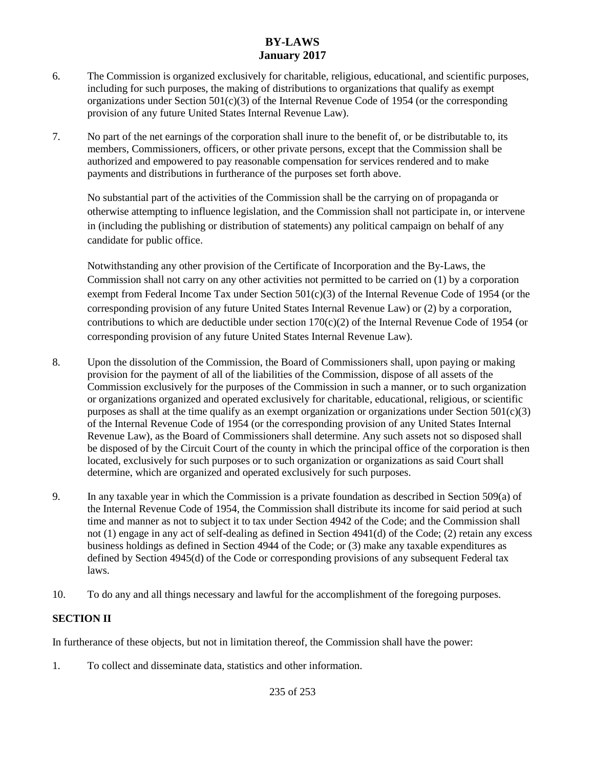6. The Commission is organized exclusively for charitable, religious, educational, and scientific purposes, including for such purposes, the making of distributions to organizations that qualify as exempt organizations under Section 501(c)(3) of the Internal Revenue Code of 1954 (or the corresponding provision of any future United States Internal Revenue Law).

7. No part of the net earnings of the corporation shall inure to the benefit of, or be distributable to, its members, Commissioners, officers, or other private persons, except that the Commission shall be authorized and empowered to pay reasonable compensation for services rendered and to make payments and distributions in furtherance of the purposes set forth above.

   No substantial part of the activities of the Commission shall be the carrying on of propaganda or otherwise attempting to influence legislation, and the Commission shall not participate in, or intervene in (including the publishing or distribution of statements) any political campaign on behalf of any candidate for public office.

   Notwithstanding any other provision of the Certificate of Incorporation and the By-Laws, the Commission shall not carry on any other activities not permitted to be carried on (1) by a corporation exempt from Federal Income Tax under Section 501(c)(3) of the Internal Revenue Code of 1954 (or the corresponding provision of any future United States Internal Revenue Law) or (2) by a corporation, contributions to which are deductible under section 170(c)(2) of the Internal Revenue Code of 1954 (or corresponding provision of any future United States Internal Revenue Law).

8. Upon the dissolution of the Commission, the Board of Commissioners shall, upon paying or making provision for the payment of all of the liabilities of the Commission, dispose of all assets of the Commission exclusively for the purposes of the Commission in such a manner, or to such organization or organizations organized and operated exclusively for charitable, educational, religious, or scientific purposes as shall at the time qualify as an exempt organization or organizations under Section 501(c)(3) of the Internal Revenue Code of 1954 (or the corresponding provision of any United States Internal Revenue Law), as the Board of Commissioners shall determine. Any such assets not so disposed shall be disposed of by the Circuit Court of the county in which the principal office of the corporation is then located, exclusively for such purposes or to such organization or organizations as said Court shall determine, which are organized and operated exclusively for such purposes.

9. In any taxable year in which the Commission is a private foundation as described in Section 509(a) of the Internal Revenue Code of 1954, the Commission shall distribute its income for said period at such time and manner as not to subject it to tax under Section 4942 of the Code; and the Commission shall not (1) engage in any act of self-dealing as defined in Section 4941(d) of the Code; (2) retain any excess business holdings as defined in Section 4944 of the Code; or (3) make any taxable expenditures as defined by Section 4945(d) of the Code or corresponding provisions of any subsequent Federal tax laws.

10. To do any and all things necessary and lawful for the accomplishment of the foregoing purposes.

**SECTION II**

In furtherance of these objects, but not in limitation thereof, the Commission shall have the power:

1. To collect and disseminate data, statistics and other information.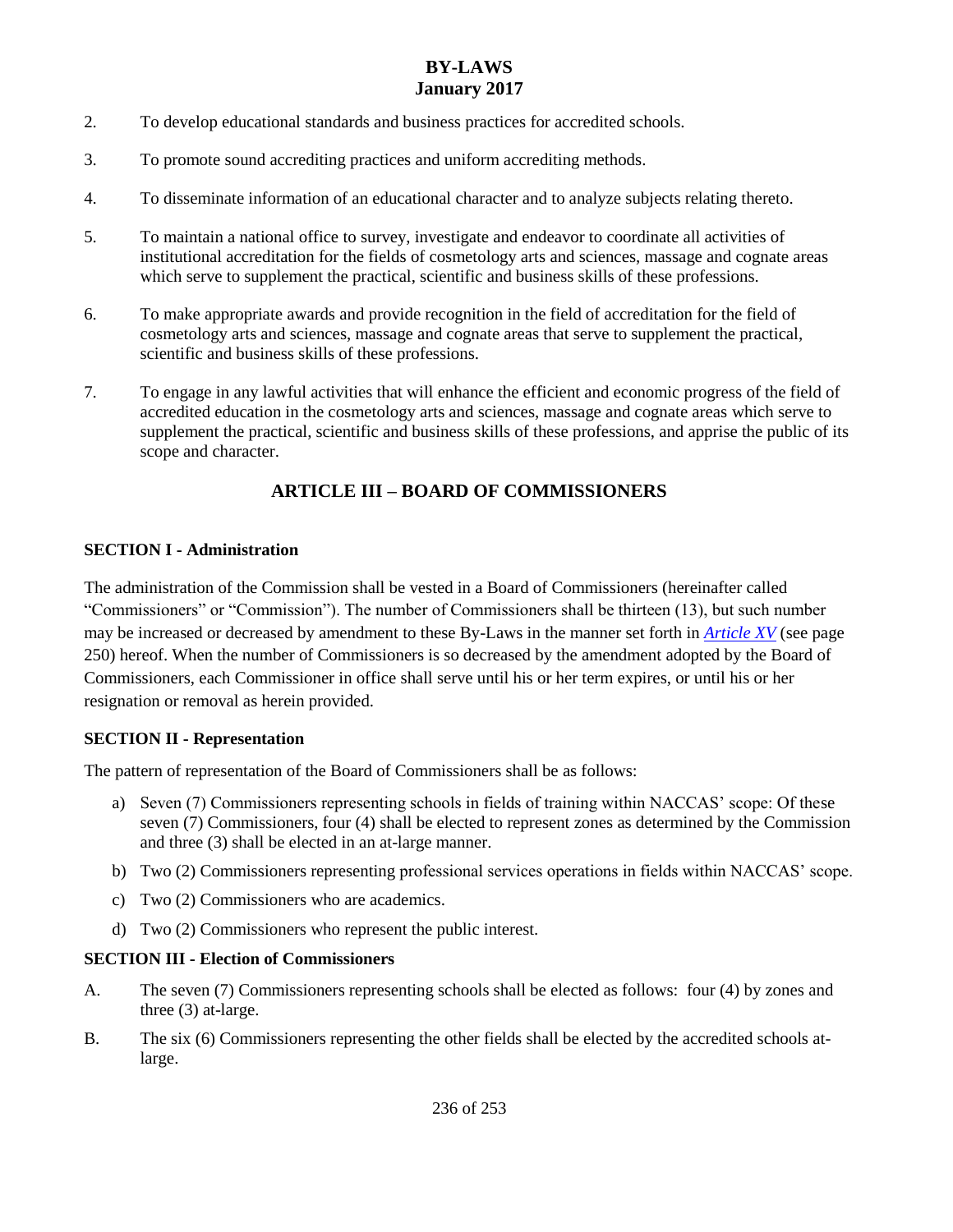2. To develop educational standards and business practices for accredited schools.

3. To promote sound accrediting practices and uniform accrediting methods.

4. To disseminate information of an educational character and to analyze subjects relating thereto.

5. To maintain a national office to survey, investigate and endeavor to coordinate all activities of institutional accreditation for the fields of cosmetology arts and sciences, massage and cognate areas which serve to supplement the practical, scientific and business skills of these professions.

6. To make appropriate awards and provide recognition in the field of accreditation for the field of cosmetology arts and sciences, massage and cognate areas that serve to supplement the practical, scientific and business skills of these professions.

7. To engage in any lawful activities that will enhance the efficient and economic progress of the field of accredited education in the cosmetology arts and sciences, massage and cognate areas which serve to supplement the practical, scientific and business skills of these professions, and apprise the public of its scope and character.

## ARTICLE III – BOARD OF COMMISSIONERS

### SECTION I - Administration

The administration of the Commission shall be vested in a Board of Commissioners (hereinafter called "Commissioners" or "Commission"). The number of Commissioners shall be thirteen (13), but such number may be increased or decreased by amendment to these By-Laws in the manner set forth in *Article XV* (see page 250) hereof. When the number of Commissioners is so decreased by the amendment adopted by the Board of Commissioners, each Commissioner in office shall serve until his or her term expires, or until his or her resignation or removal as herein provided.

### SECTION II - Representation

The pattern of representation of the Board of Commissioners shall be as follows:

a) Seven (7) Commissioners representing schools in fields of training within NACCAS' scope: Of these seven (7) Commissioners, four (4) shall be elected to represent zones as determined by the Commission and three (3) shall be elected in an at-large manner.

b) Two (2) Commissioners representing professional services operations in fields within NACCAS' scope.

c) Two (2) Commissioners who are academics.

d) Two (2) Commissioners who represent the public interest.

### SECTION III - Election of Commissioners

A. The seven (7) Commissioners representing schools shall be elected as follows: four (4) by zones and three (3) at-large.

B. The six (6) Commissioners representing the other fields shall be elected by the accredited schools at-large.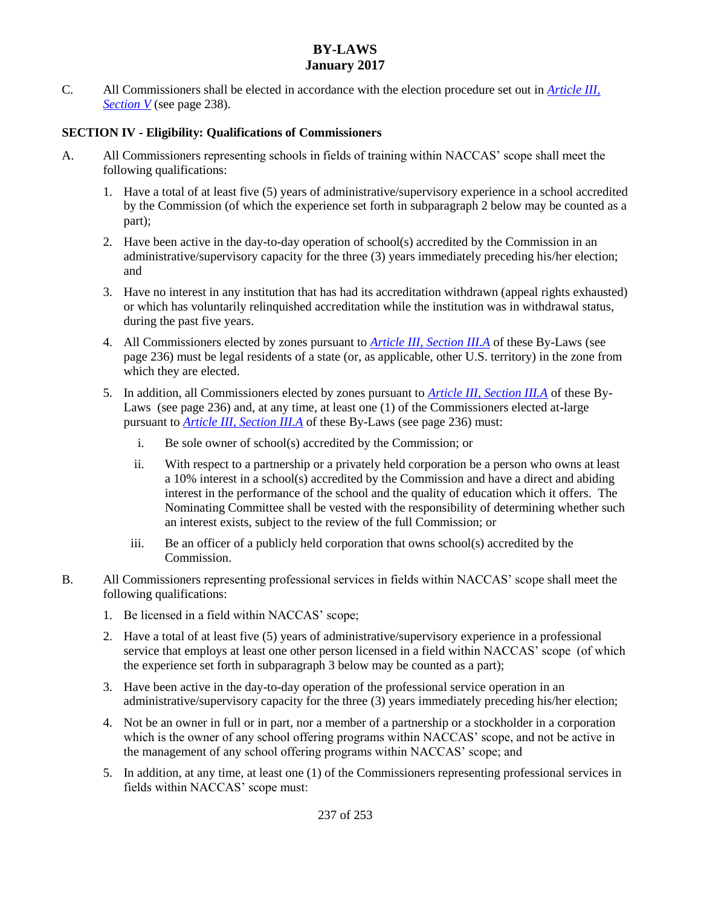C. All Commissioners shall be elected in accordance with the election procedure set out in *Article III, Section V* (see page 238).

**SECTION IV - Eligibility: Qualifications of Commissioners**

A. All Commissioners representing schools in fields of training within NACCAS' scope shall meet the following qualifications:

1. Have a total of at least five (5) years of administrative/supervisory experience in a school accredited by the Commission (of which the experience set forth in subparagraph 2 below may be counted as a part);
2. Have been active in the day-to-day operation of school(s) accredited by the Commission in an administrative/supervisory capacity for the three (3) years immediately preceding his/her election; and
3. Have no interest in any institution that has had its accreditation withdrawn (appeal rights exhausted) or which has voluntarily relinquished accreditation while the institution was in withdrawal status, during the past five years.
4. All Commissioners elected by zones pursuant to *Article III, Section III.A* of these By-Laws (see page 236) must be legal residents of a state (or, as applicable, other U.S. territory) in the zone from which they are elected.
5. In addition, all Commissioners elected by zones pursuant to *Article III, Section III.A* of these By-Laws (see page 236) and, at any time, at least one (1) of the Commissioners elected at-large pursuant to *Article III, Section III.A* of these By-Laws (see page 236) must:
    i. Be sole owner of school(s) accredited by the Commission; or
    ii. With respect to a partnership or a privately held corporation be a person who owns at least a 10% interest in a school(s) accredited by the Commission and have a direct and abiding interest in the performance of the school and the quality of education which it offers. The Nominating Committee shall be vested with the responsibility of determining whether such an interest exists, subject to the review of the full Commission; or
    iii. Be an officer of a publicly held corporation that owns school(s) accredited by the Commission.

B. All Commissioners representing professional services in fields within NACCAS' scope shall meet the following qualifications:

1. Be licensed in a field within NACCAS' scope;
2. Have a total of at least five (5) years of administrative/supervisory experience in a professional service that employs at least one other person licensed in a field within NACCAS' scope (of which the experience set forth in subparagraph 3 below may be counted as a part);
3. Have been active in the day-to-day operation of the professional service operation in an administrative/supervisory capacity for the three (3) years immediately preceding his/her election;
4. Not be an owner in full or in part, nor a member of a partnership or a stockholder in a corporation which is the owner of any school offering programs within NACCAS' scope, and not be active in the management of any school offering programs within NACCAS' scope; and
5. In addition, at any time, at least one (1) of the Commissioners representing professional services in fields within NACCAS' scope must: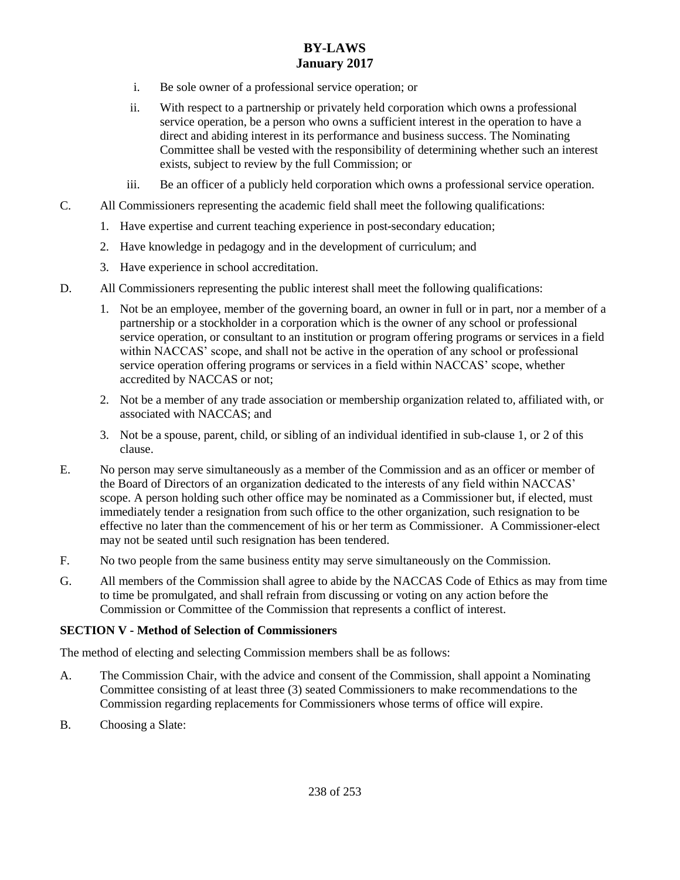i. Be sole owner of a professional service operation; or

ii. With respect to a partnership or privately held corporation which owns a professional service operation, be a person who owns a sufficient interest in the operation to have a direct and abiding interest in its performance and business success. The Nominating Committee shall be vested with the responsibility of determining whether such an interest exists, subject to review by the full Commission; or

iii. Be an officer of a publicly held corporation which owns a professional service operation.

C. All Commissioners representing the academic field shall meet the following qualifications:

1. Have expertise and current teaching experience in post-secondary education;
2. Have knowledge in pedagogy and in the development of curriculum; and
3. Have experience in school accreditation.

D. All Commissioners representing the public interest shall meet the following qualifications:

1. Not be an employee, member of the governing board, an owner in full or in part, nor a member of a partnership or a stockholder in a corporation which is the owner of any school or professional service operation, or consultant to an institution or program offering programs or services in a field within NACCAS' scope, and shall not be active in the operation of any school or professional service operation offering programs or services in a field within NACCAS' scope, whether accredited by NACCAS or not;
2. Not be a member of any trade association or membership organization related to, affiliated with, or associated with NACCAS; and
3. Not be a spouse, parent, child, or sibling of an individual identified in sub-clause 1, or 2 of this clause.

E. No person may serve simultaneously as a member of the Commission and as an officer or member of the Board of Directors of an organization dedicated to the interests of any field within NACCAS' scope. A person holding such other office may be nominated as a Commissioner but, if elected, must immediately tender a resignation from such office to the other organization, such resignation to be effective no later than the commencement of his or her term as Commissioner. A Commissioner-elect may not be seated until such resignation has been tendered.

F. No two people from the same business entity may serve simultaneously on the Commission.

G. All members of the Commission shall agree to abide by the NACCAS Code of Ethics as may from time to time be promulgated, and shall refrain from discussing or voting on any action before the Commission or Committee of the Commission that represents a conflict of interest.

**SECTION V - Method of Selection of Commissioners**

The method of electing and selecting Commission members shall be as follows:

A. The Commission Chair, with the advice and consent of the Commission, shall appoint a Nominating Committee consisting of at least three (3) seated Commissioners to make recommendations to the Commission regarding replacements for Commissioners whose terms of office will expire.

B. Choosing a Slate: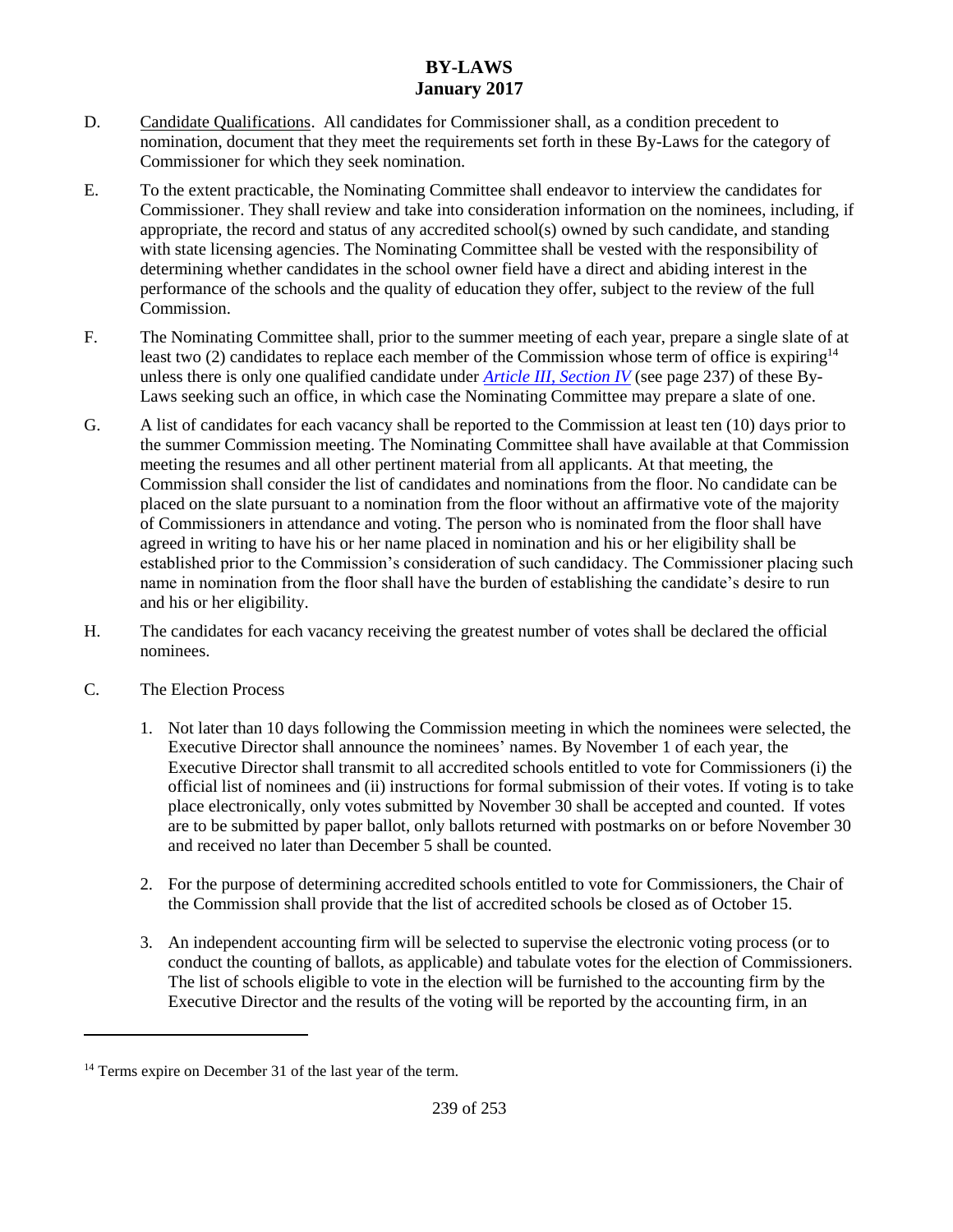D. Candidate Qualifications. All candidates for Commissioner shall, as a condition precedent to nomination, document that they meet the requirements set forth in these By-Laws for the category of Commissioner for which they seek nomination.

E. To the extent practicable, the Nominating Committee shall endeavor to interview the candidates for Commissioner. They shall review and take into consideration information on the nominees, including, if appropriate, the record and status of any accredited school(s) owned by such candidate, and standing with state licensing agencies. The Nominating Committee shall be vested with the responsibility of determining whether candidates in the school owner field have a direct and abiding interest in the performance of the schools and the quality of education they offer, subject to the review of the full Commission.

F. The Nominating Committee shall, prior to the summer meeting of each year, prepare a single slate of at least two (2) candidates to replace each member of the Commission whose term of office is expiring[14] unless there is only one qualified candidate under *Article III, Section IV* (see page 237) of these By-Laws seeking such an office, in which case the Nominating Committee may prepare a slate of one.

G. A list of candidates for each vacancy shall be reported to the Commission at least ten (10) days prior to the summer Commission meeting. The Nominating Committee shall have available at that Commission meeting the resumes and all other pertinent material from all applicants. At that meeting, the Commission shall consider the list of candidates and nominations from the floor. No candidate can be placed on the slate pursuant to a nomination from the floor without an affirmative vote of the majority of Commissioners in attendance and voting. The person who is nominated from the floor shall have agreed in writing to have his or her name placed in nomination and his or her eligibility shall be established prior to the Commission's consideration of such candidacy. The Commissioner placing such name in nomination from the floor shall have the burden of establishing the candidate's desire to run and his or her eligibility.

H. The candidates for each vacancy receiving the greatest number of votes shall be declared the official nominees.

C. The Election Process

1. Not later than 10 days following the Commission meeting in which the nominees were selected, the Executive Director shall announce the nominees' names. By November 1 of each year, the Executive Director shall transmit to all accredited schools entitled to vote for Commissioners (i) the official list of nominees and (ii) instructions for formal submission of their votes. If voting is to take place electronically, only votes submitted by November 30 shall be accepted and counted. If votes are to be submitted by paper ballot, only ballots returned with postmarks on or before November 30 and received no later than December 5 shall be counted.

2. For the purpose of determining accredited schools entitled to vote for Commissioners, the Chair of the Commission shall provide that the list of accredited schools be closed as of October 15.

3. An independent accounting firm will be selected to supervise the electronic voting process (or to conduct the counting of ballots, as applicable) and tabulate votes for the election of Commissioners. The list of schools eligible to vote in the election will be furnished to the accounting firm by the Executive Director and the results of the voting will be reported by the accounting firm, in an

[14] Terms expire on December 31 of the last year of the term.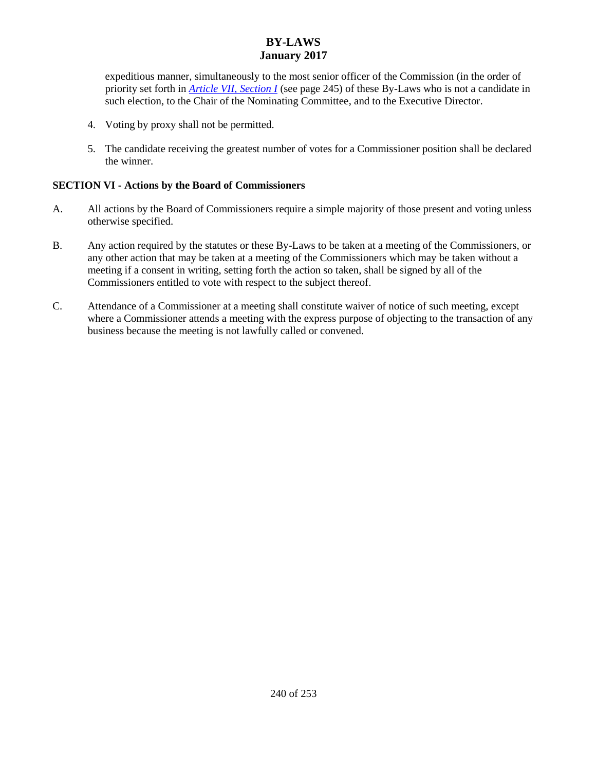expeditious manner, simultaneously to the most senior officer of the Commission (in the order of priority set forth in *Article VII, Section I* (see page 245) of these By-Laws who is not a candidate in such election, to the Chair of the Nominating Committee, and to the Executive Director.

4. Voting by proxy shall not be permitted.

5. The candidate receiving the greatest number of votes for a Commissioner position shall be declared the winner.

**SECTION VI - Actions by the Board of Commissioners**

A. All actions by the Board of Commissioners require a simple majority of those present and voting unless otherwise specified.

B. Any action required by the statutes or these By-Laws to be taken at a meeting of the Commissioners, or any other action that may be taken at a meeting of the Commissioners which may be taken without a meeting if a consent in writing, setting forth the action so taken, shall be signed by all of the Commissioners entitled to vote with respect to the subject thereof.

C. Attendance of a Commissioner at a meeting shall constitute waiver of notice of such meeting, except where a Commissioner attends a meeting with the express purpose of objecting to the transaction of any business because the meeting is not lawfully called or convened.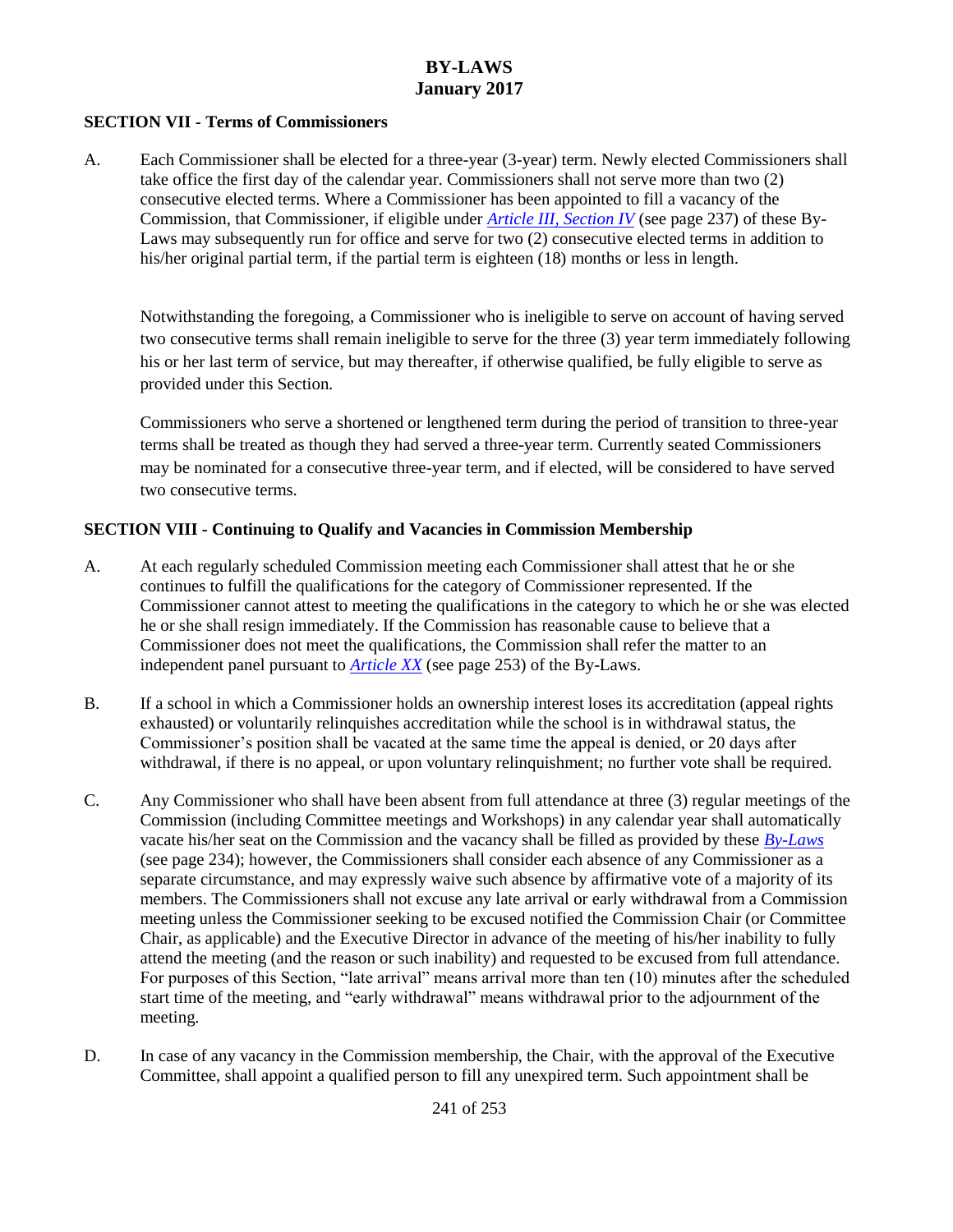### SECTION VII - Terms of Commissioners

A. Each Commissioner shall be elected for a three-year (3-year) term. Newly elected Commissioners shall take office the first day of the calendar year. Commissioners shall not serve more than two (2) consecutive elected terms. Where a Commissioner has been appointed to fill a vacancy of the Commission, that Commissioner, if eligible under *Article III, Section IV* (see page 237) of these By-Laws may subsequently run for office and serve for two (2) consecutive elected terms in addition to his/her original partial term, if the partial term is eighteen (18) months or less in length.

Notwithstanding the foregoing, a Commissioner who is ineligible to serve on account of having served two consecutive terms shall remain ineligible to serve for the three (3) year term immediately following his or her last term of service, but may thereafter, if otherwise qualified, be fully eligible to serve as provided under this Section.

Commissioners who serve a shortened or lengthened term during the period of transition to three-year terms shall be treated as though they had served a three-year term. Currently seated Commissioners may be nominated for a consecutive three-year term, and if elected, will be considered to have served two consecutive terms.

### SECTION VIII - Continuing to Qualify and Vacancies in Commission Membership

A. At each regularly scheduled Commission meeting each Commissioner shall attest that he or she continues to fulfill the qualifications for the category of Commissioner represented. If the Commissioner cannot attest to meeting the qualifications in the category to which he or she was elected he or she shall resign immediately. If the Commission has reasonable cause to believe that a Commissioner does not meet the qualifications, the Commission shall refer the matter to an independent panel pursuant to *Article XX* (see page 253) of the By-Laws.

B. If a school in which a Commissioner holds an ownership interest loses its accreditation (appeal rights exhausted) or voluntarily relinquishes accreditation while the school is in withdrawal status, the Commissioner's position shall be vacated at the same time the appeal is denied, or 20 days after withdrawal, if there is no appeal, or upon voluntary relinquishment; no further vote shall be required.

C. Any Commissioner who shall have been absent from full attendance at three (3) regular meetings of the Commission (including Committee meetings and Workshops) in any calendar year shall automatically vacate his/her seat on the Commission and the vacancy shall be filled as provided by these *By-Laws* (see page 234); however, the Commissioners shall consider each absence of any Commissioner as a separate circumstance, and may expressly waive such absence by affirmative vote of a majority of its members. The Commissioners shall not excuse any late arrival or early withdrawal from a Commission meeting unless the Commissioner seeking to be excused notified the Commission Chair (or Committee Chair, as applicable) and the Executive Director in advance of the meeting of his/her inability to fully attend the meeting (and the reason or such inability) and requested to be excused from full attendance. For purposes of this Section, "late arrival" means arrival more than ten (10) minutes after the scheduled start time of the meeting, and "early withdrawal" means withdrawal prior to the adjournment of the meeting.

D. In case of any vacancy in the Commission membership, the Chair, with the approval of the Executive Committee, shall appoint a qualified person to fill any unexpired term. Such appointment shall be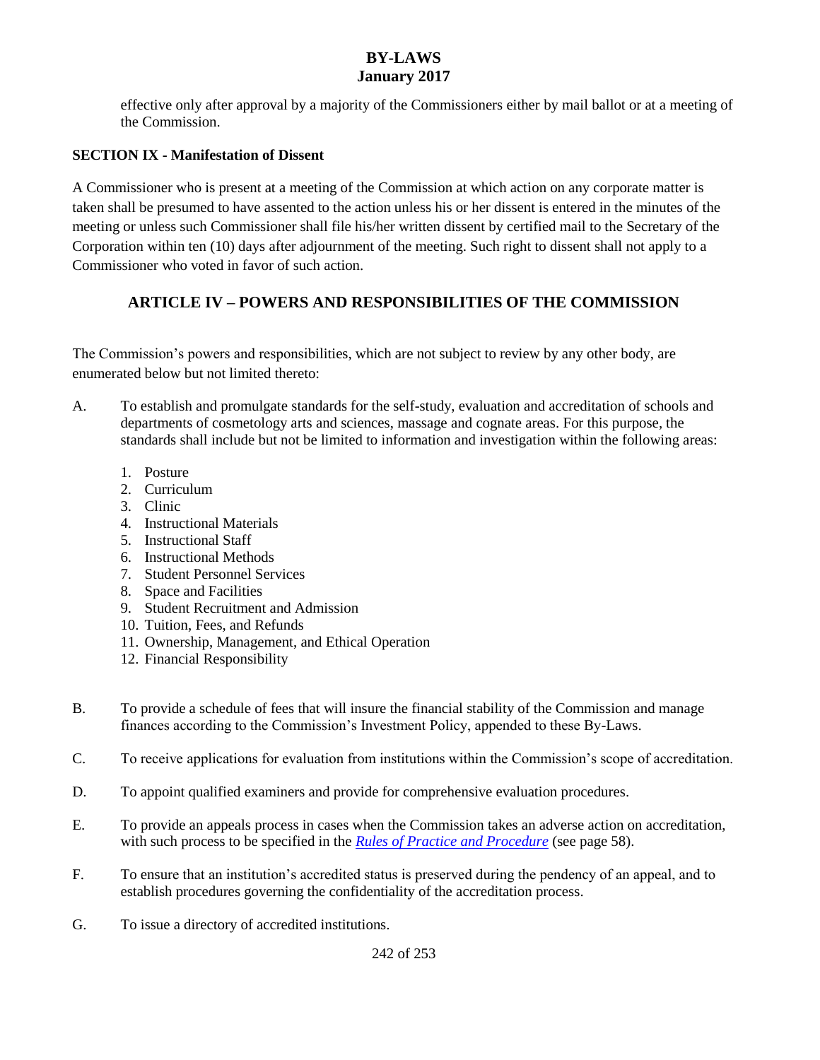effective only after approval by a majority of the Commissioners either by mail ballot or at a meeting of the Commission.

**SECTION IX - Manifestation of Dissent**

A Commissioner who is present at a meeting of the Commission at which action on any corporate matter is taken shall be presumed to have assented to the action unless his or her dissent is entered in the minutes of the meeting or unless such Commissioner shall file his/her written dissent by certified mail to the Secretary of the Corporation within ten (10) days after adjournment of the meeting. Such right to dissent shall not apply to a Commissioner who voted in favor of such action.

## ARTICLE IV – POWERS AND RESPONSIBILITIES OF THE COMMISSION

The Commission's powers and responsibilities, which are not subject to review by any other body, are enumerated below but not limited thereto:

A. To establish and promulgate standards for the self-study, evaluation and accreditation of schools and departments of cosmetology arts and sciences, massage and cognate areas. For this purpose, the standards shall include but not be limited to information and investigation within the following areas:

   1. Posture
   2. Curriculum
   3. Clinic
   4. Instructional Materials
   5. Instructional Staff
   6. Instructional Methods
   7. Student Personnel Services
   8. Space and Facilities
   9. Student Recruitment and Admission
   10. Tuition, Fees, and Refunds
   11. Ownership, Management, and Ethical Operation
   12. Financial Responsibility

B. To provide a schedule of fees that will insure the financial stability of the Commission and manage finances according to the Commission's Investment Policy, appended to these By-Laws.

C. To receive applications for evaluation from institutions within the Commission's scope of accreditation.

D. To appoint qualified examiners and provide for comprehensive evaluation procedures.

E. To provide an appeals process in cases when the Commission takes an adverse action on accreditation, with such process to be specified in the *Rules of Practice and Procedure* (see page 58).

F. To ensure that an institution's accredited status is preserved during the pendency of an appeal, and to establish procedures governing the confidentiality of the accreditation process.

G. To issue a directory of accredited institutions.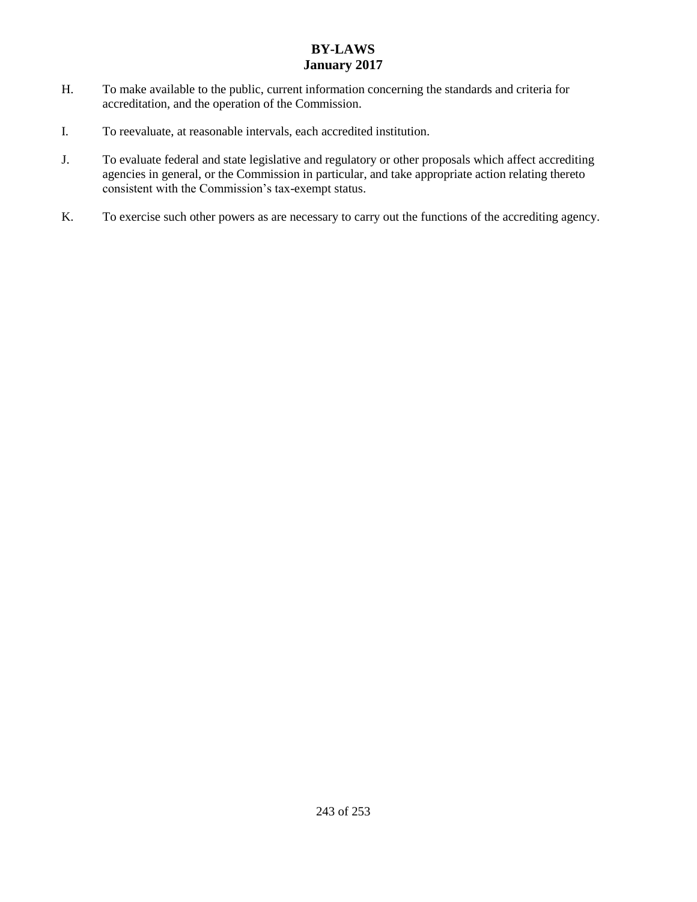H. To make available to the public, current information concerning the standards and criteria for accreditation, and the operation of the Commission.

I. To reevaluate, at reasonable intervals, each accredited institution.

J. To evaluate federal and state legislative and regulatory or other proposals which affect accrediting agencies in general, or the Commission in particular, and take appropriate action relating thereto consistent with the Commission's tax-exempt status.

K. To exercise such other powers as are necessary to carry out the functions of the accrediting agency.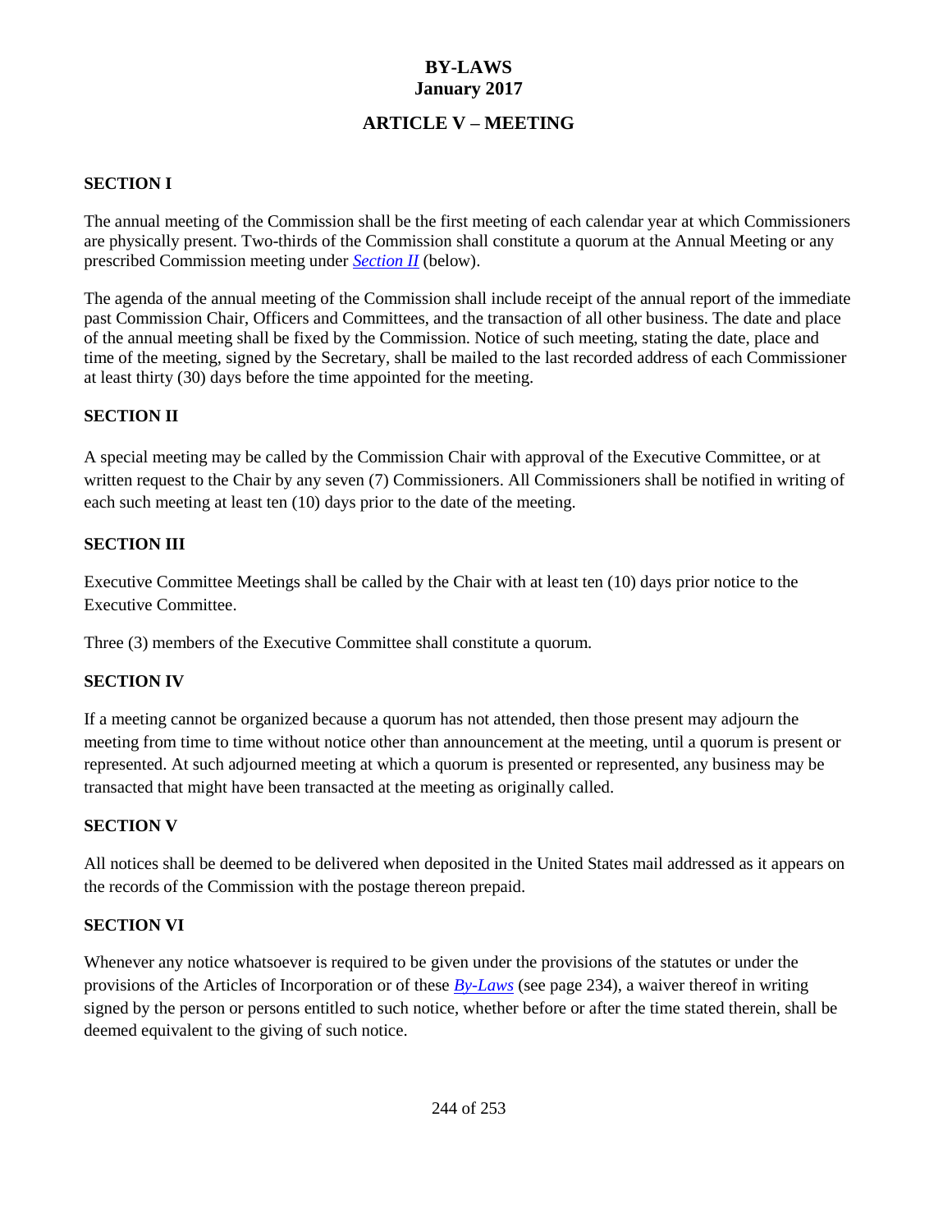# BY-LAWS
# January 2017

## ARTICLE V – MEETING

### SECTION I

The annual meeting of the Commission shall be the first meeting of each calendar year at which Commissioners are physically present. Two-thirds of the Commission shall constitute a quorum at the Annual Meeting or any prescribed Commission meeting under *Section II* (below).

The agenda of the annual meeting of the Commission shall include receipt of the annual report of the immediate past Commission Chair, Officers and Committees, and the transaction of all other business. The date and place of the annual meeting shall be fixed by the Commission. Notice of such meeting, stating the date, place and time of the meeting, signed by the Secretary, shall be mailed to the last recorded address of each Commissioner at least thirty (30) days before the time appointed for the meeting.

### SECTION II

A special meeting may be called by the Commission Chair with approval of the Executive Committee, or at written request to the Chair by any seven (7) Commissioners. All Commissioners shall be notified in writing of each such meeting at least ten (10) days prior to the date of the meeting.

### SECTION III

Executive Committee Meetings shall be called by the Chair with at least ten (10) days prior notice to the Executive Committee.

Three (3) members of the Executive Committee shall constitute a quorum.

### SECTION IV

If a meeting cannot be organized because a quorum has not attended, then those present may adjourn the meeting from time to time without notice other than announcement at the meeting, until a quorum is present or represented. At such adjourned meeting at which a quorum is presented or represented, any business may be transacted that might have been transacted at the meeting as originally called.

### SECTION V

All notices shall be deemed to be delivered when deposited in the United States mail addressed as it appears on the records of the Commission with the postage thereon prepaid.

### SECTION VI

Whenever any notice whatsoever is required to be given under the provisions of the statutes or under the provisions of the Articles of Incorporation or of these *By-Laws* (see page 234), a waiver thereof in writing signed by the person or persons entitled to such notice, whether before or after the time stated therein, shall be deemed equivalent to the giving of such notice.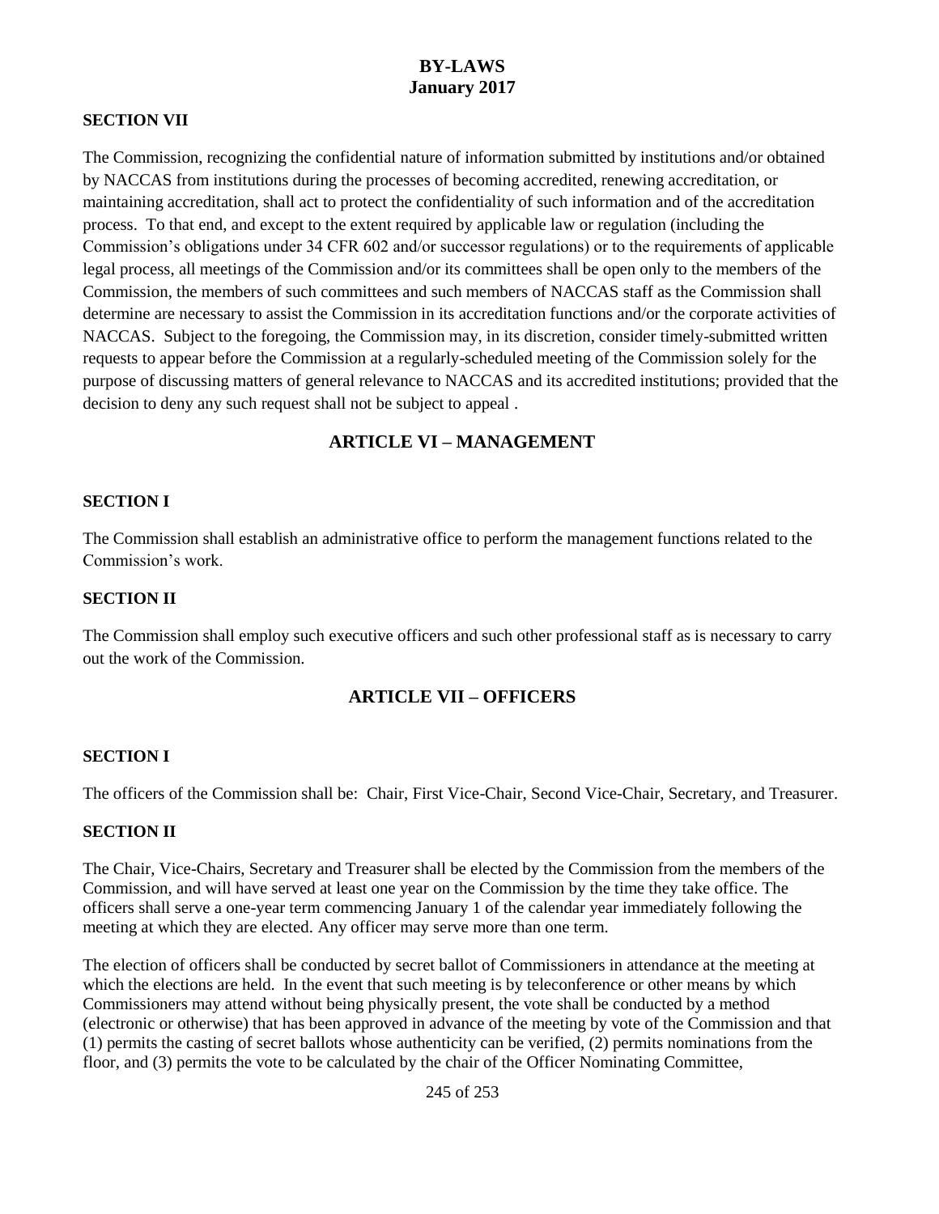**SECTION VII**

The Commission, recognizing the confidential nature of information submitted by institutions and/or obtained by NACCAS from institutions during the processes of becoming accredited, renewing accreditation, or maintaining accreditation, shall act to protect the confidentiality of such information and of the accreditation process. To that end, and except to the extent required by applicable law or regulation (including the Commission's obligations under 34 CFR 602 and/or successor regulations) or to the requirements of applicable legal process, all meetings of the Commission and/or its committees shall be open only to the members of the Commission, the members of such committees and such members of NACCAS staff as the Commission shall determine are necessary to assist the Commission in its accreditation functions and/or the corporate activities of NACCAS. Subject to the foregoing, the Commission may, in its discretion, consider timely-submitted written requests to appear before the Commission at a regularly-scheduled meeting of the Commission solely for the purpose of discussing matters of general relevance to NACCAS and its accredited institutions; provided that the decision to deny any such request shall not be subject to appeal .

## ARTICLE VI – MANAGEMENT

**SECTION I**

The Commission shall establish an administrative office to perform the management functions related to the Commission's work.

**SECTION II**

The Commission shall employ such executive officers and such other professional staff as is necessary to carry out the work of the Commission.

## ARTICLE VII – OFFICERS

**SECTION I**

The officers of the Commission shall be: Chair, First Vice-Chair, Second Vice-Chair, Secretary, and Treasurer.

**SECTION II**

The Chair, Vice-Chairs, Secretary and Treasurer shall be elected by the Commission from the members of the Commission, and will have served at least one year on the Commission by the time they take office. The officers shall serve a one-year term commencing January 1 of the calendar year immediately following the meeting at which they are elected. Any officer may serve more than one term.

The election of officers shall be conducted by secret ballot of Commissioners in attendance at the meeting at which the elections are held. In the event that such meeting is by teleconference or other means by which Commissioners may attend without being physically present, the vote shall be conducted by a method (electronic or otherwise) that has been approved in advance of the meeting by vote of the Commission and that (1) permits the casting of secret ballots whose authenticity can be verified, (2) permits nominations from the floor, and (3) permits the vote to be calculated by the chair of the Officer Nominating Committee,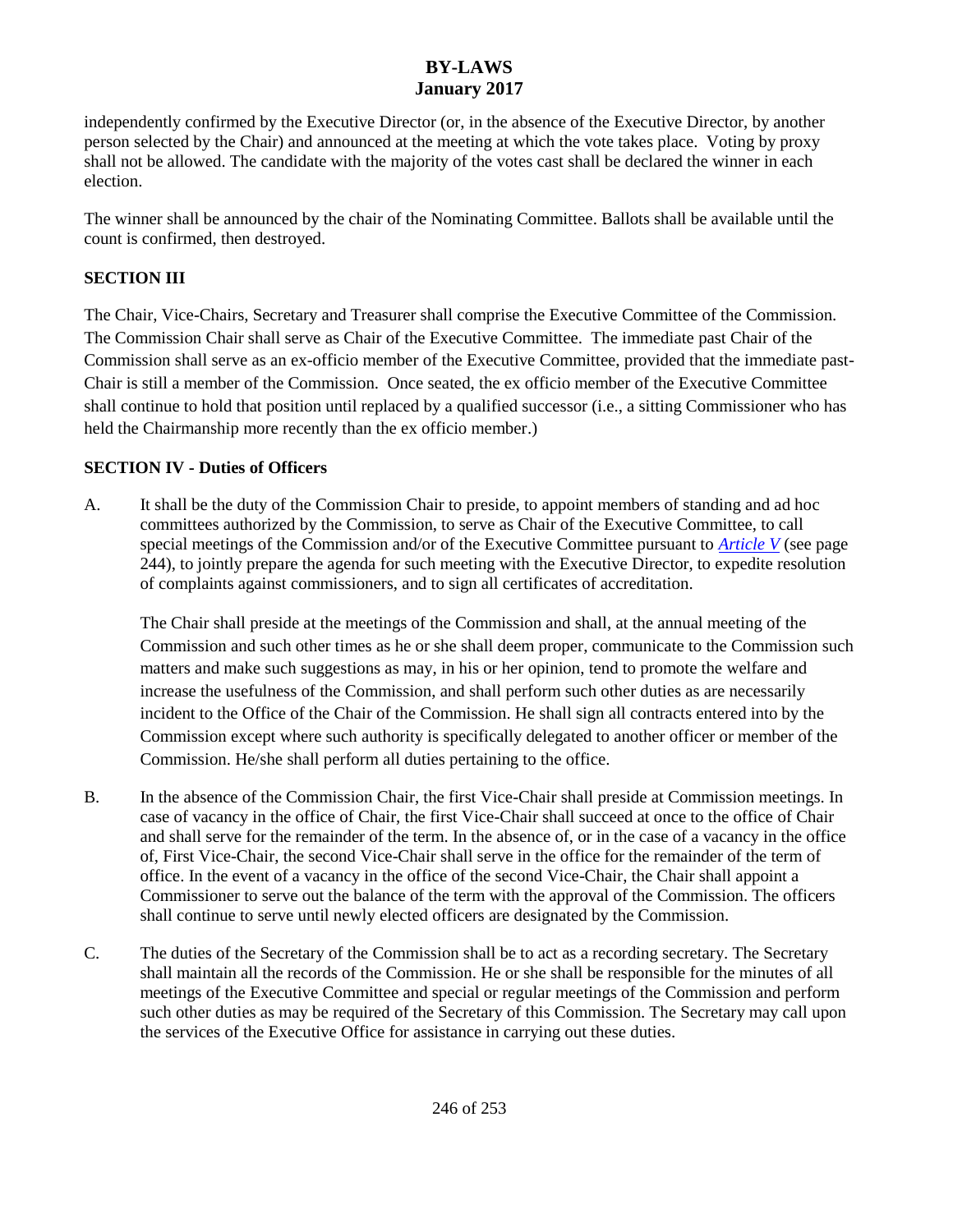independently confirmed by the Executive Director (or, in the absence of the Executive Director, by another person selected by the Chair) and announced at the meeting at which the vote takes place. Voting by proxy shall not be allowed. The candidate with the majority of the votes cast shall be declared the winner in each election.

The winner shall be announced by the chair of the Nominating Committee. Ballots shall be available until the count is confirmed, then destroyed.

**SECTION III**

The Chair, Vice-Chairs, Secretary and Treasurer shall comprise the Executive Committee of the Commission. The Commission Chair shall serve as Chair of the Executive Committee. The immediate past Chair of the Commission shall serve as an ex-officio member of the Executive Committee, provided that the immediate past-Chair is still a member of the Commission. Once seated, the ex officio member of the Executive Committee shall continue to hold that position until replaced by a qualified successor (i.e., a sitting Commissioner who has held the Chairmanship more recently than the ex officio member.)

**SECTION IV - Duties of Officers**

A. It shall be the duty of the Commission Chair to preside, to appoint members of standing and ad hoc committees authorized by the Commission, to serve as Chair of the Executive Committee, to call special meetings of the Commission and/or of the Executive Committee pursuant to *Article V* (see page 244), to jointly prepare the agenda for such meeting with the Executive Director, to expedite resolution of complaints against commissioners, and to sign all certificates of accreditation.

   The Chair shall preside at the meetings of the Commission and shall, at the annual meeting of the Commission and such other times as he or she shall deem proper, communicate to the Commission such matters and make such suggestions as may, in his or her opinion, tend to promote the welfare and increase the usefulness of the Commission, and shall perform such other duties as are necessarily incident to the Office of the Chair of the Commission. He shall sign all contracts entered into by the Commission except where such authority is specifically delegated to another officer or member of the Commission. He/she shall perform all duties pertaining to the office.

B. In the absence of the Commission Chair, the first Vice-Chair shall preside at Commission meetings. In case of vacancy in the office of Chair, the first Vice-Chair shall succeed at once to the office of Chair and shall serve for the remainder of the term. In the absence of, or in the case of a vacancy in the office of, First Vice-Chair, the second Vice-Chair shall serve in the office for the remainder of the term of office. In the event of a vacancy in the office of the second Vice-Chair, the Chair shall appoint a Commissioner to serve out the balance of the term with the approval of the Commission. The officers shall continue to serve until newly elected officers are designated by the Commission.

C. The duties of the Secretary of the Commission shall be to act as a recording secretary. The Secretary shall maintain all the records of the Commission. He or she shall be responsible for the minutes of all meetings of the Executive Committee and special or regular meetings of the Commission and perform such other duties as may be required of the Secretary of this Commission. The Secretary may call upon the services of the Executive Office for assistance in carrying out these duties.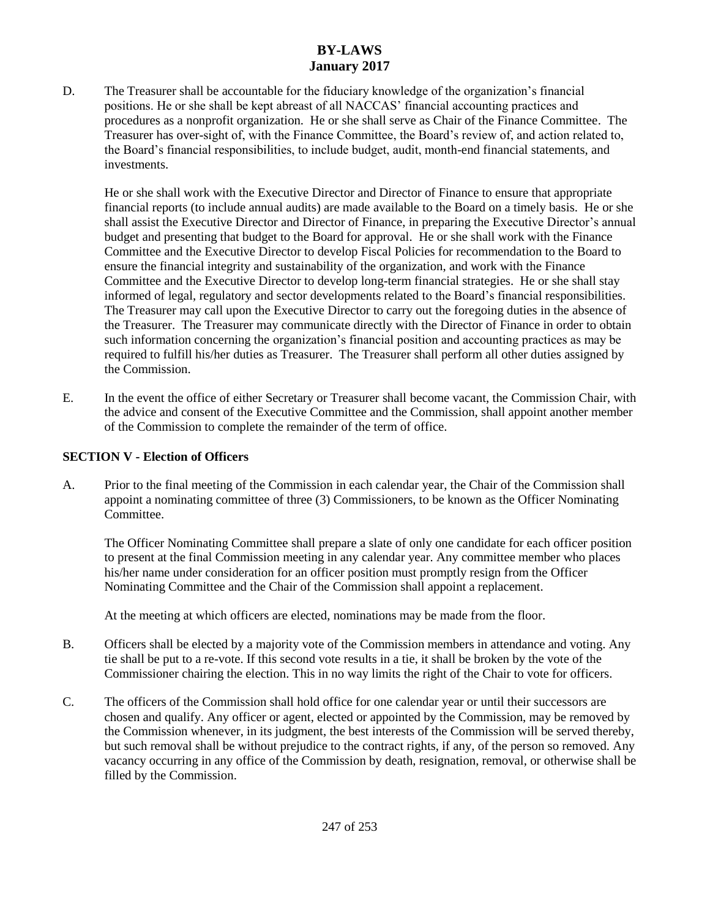D. The Treasurer shall be accountable for the fiduciary knowledge of the organization's financial positions. He or she shall be kept abreast of all NACCAS' financial accounting practices and procedures as a nonprofit organization. He or she shall serve as Chair of the Finance Committee. The Treasurer has over-sight of, with the Finance Committee, the Board's review of, and action related to, the Board's financial responsibilities, to include budget, audit, month-end financial statements, and investments.

He or she shall work with the Executive Director and Director of Finance to ensure that appropriate financial reports (to include annual audits) are made available to the Board on a timely basis. He or she shall assist the Executive Director and Director of Finance, in preparing the Executive Director's annual budget and presenting that budget to the Board for approval. He or she shall work with the Finance Committee and the Executive Director to develop Fiscal Policies for recommendation to the Board to ensure the financial integrity and sustainability of the organization, and work with the Finance Committee and the Executive Director to develop long-term financial strategies. He or she shall stay informed of legal, regulatory and sector developments related to the Board's financial responsibilities. The Treasurer may call upon the Executive Director to carry out the foregoing duties in the absence of the Treasurer. The Treasurer may communicate directly with the Director of Finance in order to obtain such information concerning the organization's financial position and accounting practices as may be required to fulfill his/her duties as Treasurer. The Treasurer shall perform all other duties assigned by the Commission.

E. In the event the office of either Secretary or Treasurer shall become vacant, the Commission Chair, with the advice and consent of the Executive Committee and the Commission, shall appoint another member of the Commission to complete the remainder of the term of office.

**SECTION V - Election of Officers**

A. Prior to the final meeting of the Commission in each calendar year, the Chair of the Commission shall appoint a nominating committee of three (3) Commissioners, to be known as the Officer Nominating Committee.

The Officer Nominating Committee shall prepare a slate of only one candidate for each officer position to present at the final Commission meeting in any calendar year. Any committee member who places his/her name under consideration for an officer position must promptly resign from the Officer Nominating Committee and the Chair of the Commission shall appoint a replacement.

At the meeting at which officers are elected, nominations may be made from the floor.

B. Officers shall be elected by a majority vote of the Commission members in attendance and voting. Any tie shall be put to a re-vote. If this second vote results in a tie, it shall be broken by the vote of the Commissioner chairing the election. This in no way limits the right of the Chair to vote for officers.

C. The officers of the Commission shall hold office for one calendar year or until their successors are chosen and qualify. Any officer or agent, elected or appointed by the Commission, may be removed by the Commission whenever, in its judgment, the best interests of the Commission will be served thereby, but such removal shall be without prejudice to the contract rights, if any, of the person so removed. Any vacancy occurring in any office of the Commission by death, resignation, removal, or otherwise shall be filled by the Commission.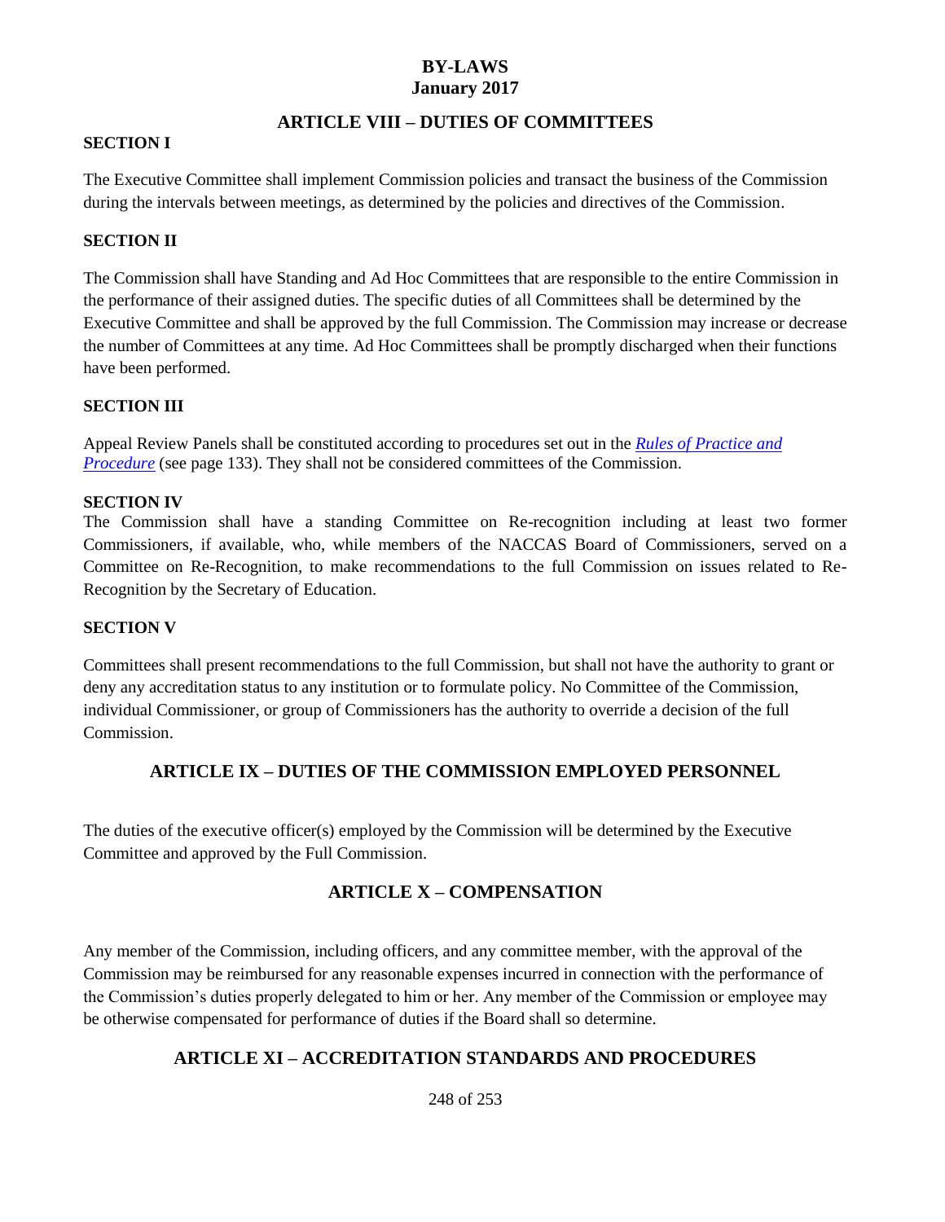# BY-LAWS
## January 2017

## ARTICLE VIII – DUTIES OF COMMITTEES

**SECTION I**

The Executive Committee shall implement Commission policies and transact the business of the Commission during the intervals between meetings, as determined by the policies and directives of the Commission.

**SECTION II**

The Commission shall have Standing and Ad Hoc Committees that are responsible to the entire Commission in the performance of their assigned duties. The specific duties of all Committees shall be determined by the Executive Committee and shall be approved by the full Commission. The Commission may increase or decrease the number of Committees at any time. Ad Hoc Committees shall be promptly discharged when their functions have been performed.

**SECTION III**

Appeal Review Panels shall be constituted according to procedures set out in the *Rules of Practice and Procedure* (see page 133). They shall not be considered committees of the Commission.

**SECTION IV**

The Commission shall have a standing Committee on Re-recognition including at least two former Commissioners, if available, who, while members of the NACCAS Board of Commissioners, served on a Committee on Re-Recognition, to make recommendations to the full Commission on issues related to Re-Recognition by the Secretary of Education.

**SECTION V**

Committees shall present recommendations to the full Commission, but shall not have the authority to grant or deny any accreditation status to any institution or to formulate policy. No Committee of the Commission, individual Commissioner, or group of Commissioners has the authority to override a decision of the full Commission.

## ARTICLE IX – DUTIES OF THE COMMISSION EMPLOYED PERSONNEL

The duties of the executive officer(s) employed by the Commission will be determined by the Executive Committee and approved by the Full Commission.

## ARTICLE X – COMPENSATION

Any member of the Commission, including officers, and any committee member, with the approval of the Commission may be reimbursed for any reasonable expenses incurred in connection with the performance of the Commission's duties properly delegated to him or her. Any member of the Commission or employee may be otherwise compensated for performance of duties if the Board shall so determine.

## ARTICLE XI – ACCREDITATION STANDARDS AND PROCEDURES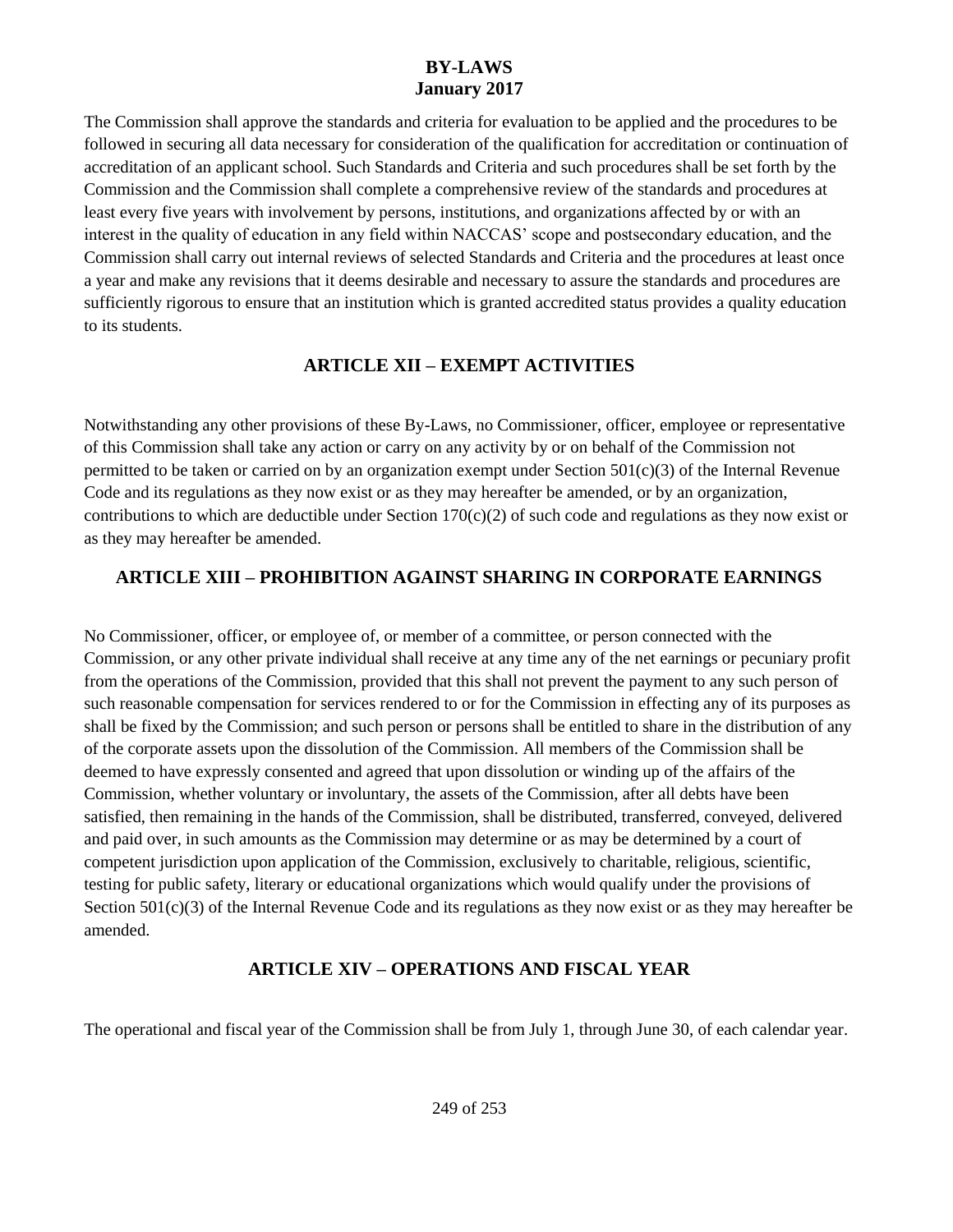The Commission shall approve the standards and criteria for evaluation to be applied and the procedures to be followed in securing all data necessary for consideration of the qualification for accreditation or continuation of accreditation of an applicant school. Such Standards and Criteria and such procedures shall be set forth by the Commission and the Commission shall complete a comprehensive review of the standards and procedures at least every five years with involvement by persons, institutions, and organizations affected by or with an interest in the quality of education in any field within NACCAS' scope and postsecondary education, and the Commission shall carry out internal reviews of selected Standards and Criteria and the procedures at least once a year and make any revisions that it deems desirable and necessary to assure the standards and procedures are sufficiently rigorous to ensure that an institution which is granted accredited status provides a quality education to its students.

## ARTICLE XII – EXEMPT ACTIVITIES

Notwithstanding any other provisions of these By-Laws, no Commissioner, officer, employee or representative of this Commission shall take any action or carry on any activity by or on behalf of the Commission not permitted to be taken or carried on by an organization exempt under Section 501(c)(3) of the Internal Revenue Code and its regulations as they now exist or as they may hereafter be amended, or by an organization, contributions to which are deductible under Section 170(c)(2) of such code and regulations as they now exist or as they may hereafter be amended.

## ARTICLE XIII – PROHIBITION AGAINST SHARING IN CORPORATE EARNINGS

No Commissioner, officer, or employee of, or member of a committee, or person connected with the Commission, or any other private individual shall receive at any time any of the net earnings or pecuniary profit from the operations of the Commission, provided that this shall not prevent the payment to any such person of such reasonable compensation for services rendered to or for the Commission in effecting any of its purposes as shall be fixed by the Commission; and such person or persons shall be entitled to share in the distribution of any of the corporate assets upon the dissolution of the Commission. All members of the Commission shall be deemed to have expressly consented and agreed that upon dissolution or winding up of the affairs of the Commission, whether voluntary or involuntary, the assets of the Commission, after all debts have been satisfied, then remaining in the hands of the Commission, shall be distributed, transferred, conveyed, delivered and paid over, in such amounts as the Commission may determine or as may be determined by a court of competent jurisdiction upon application of the Commission, exclusively to charitable, religious, scientific, testing for public safety, literary or educational organizations which would qualify under the provisions of Section 501(c)(3) of the Internal Revenue Code and its regulations as they now exist or as they may hereafter be amended.

## ARTICLE XIV – OPERATIONS AND FISCAL YEAR

The operational and fiscal year of the Commission shall be from July 1, through June 30, of each calendar year.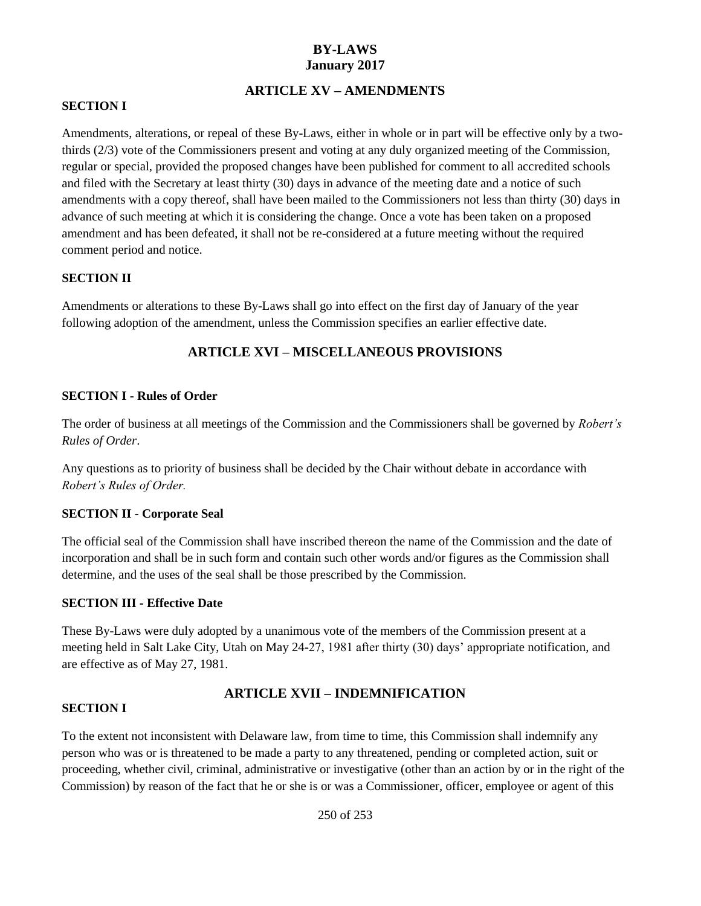# BY-LAWS
## January 2017

## ARTICLE XV – AMENDMENTS

**SECTION I**

Amendments, alterations, or repeal of these By-Laws, either in whole or in part will be effective only by a two-thirds (2/3) vote of the Commissioners present and voting at any duly organized meeting of the Commission, regular or special, provided the proposed changes have been published for comment to all accredited schools and filed with the Secretary at least thirty (30) days in advance of the meeting date and a notice of such amendments with a copy thereof, shall have been mailed to the Commissioners not less than thirty (30) days in advance of such meeting at which it is considering the change. Once a vote has been taken on a proposed amendment and has been defeated, it shall not be re-considered at a future meeting without the required comment period and notice.

**SECTION II**

Amendments or alterations to these By-Laws shall go into effect on the first day of January of the year following adoption of the amendment, unless the Commission specifies an earlier effective date.

## ARTICLE XVI – MISCELLANEOUS PROVISIONS

**SECTION I - Rules of Order**

The order of business at all meetings of the Commission and the Commissioners shall be governed by *Robert's Rules of Order*.

Any questions as to priority of business shall be decided by the Chair without debate in accordance with *Robert's Rules of Order.*

**SECTION II - Corporate Seal**

The official seal of the Commission shall have inscribed thereon the name of the Commission and the date of incorporation and shall be in such form and contain such other words and/or figures as the Commission shall determine, and the uses of the seal shall be those prescribed by the Commission.

**SECTION III - Effective Date**

These By-Laws were duly adopted by a unanimous vote of the members of the Commission present at a meeting held in Salt Lake City, Utah on May 24-27, 1981 after thirty (30) days' appropriate notification, and are effective as of May 27, 1981.

## ARTICLE XVII – INDEMNIFICATION

**SECTION I**

To the extent not inconsistent with Delaware law, from time to time, this Commission shall indemnify any person who was or is threatened to be made a party to any threatened, pending or completed action, suit or proceeding, whether civil, criminal, administrative or investigative (other than an action by or in the right of the Commission) by reason of the fact that he or she is or was a Commissioner, officer, employee or agent of this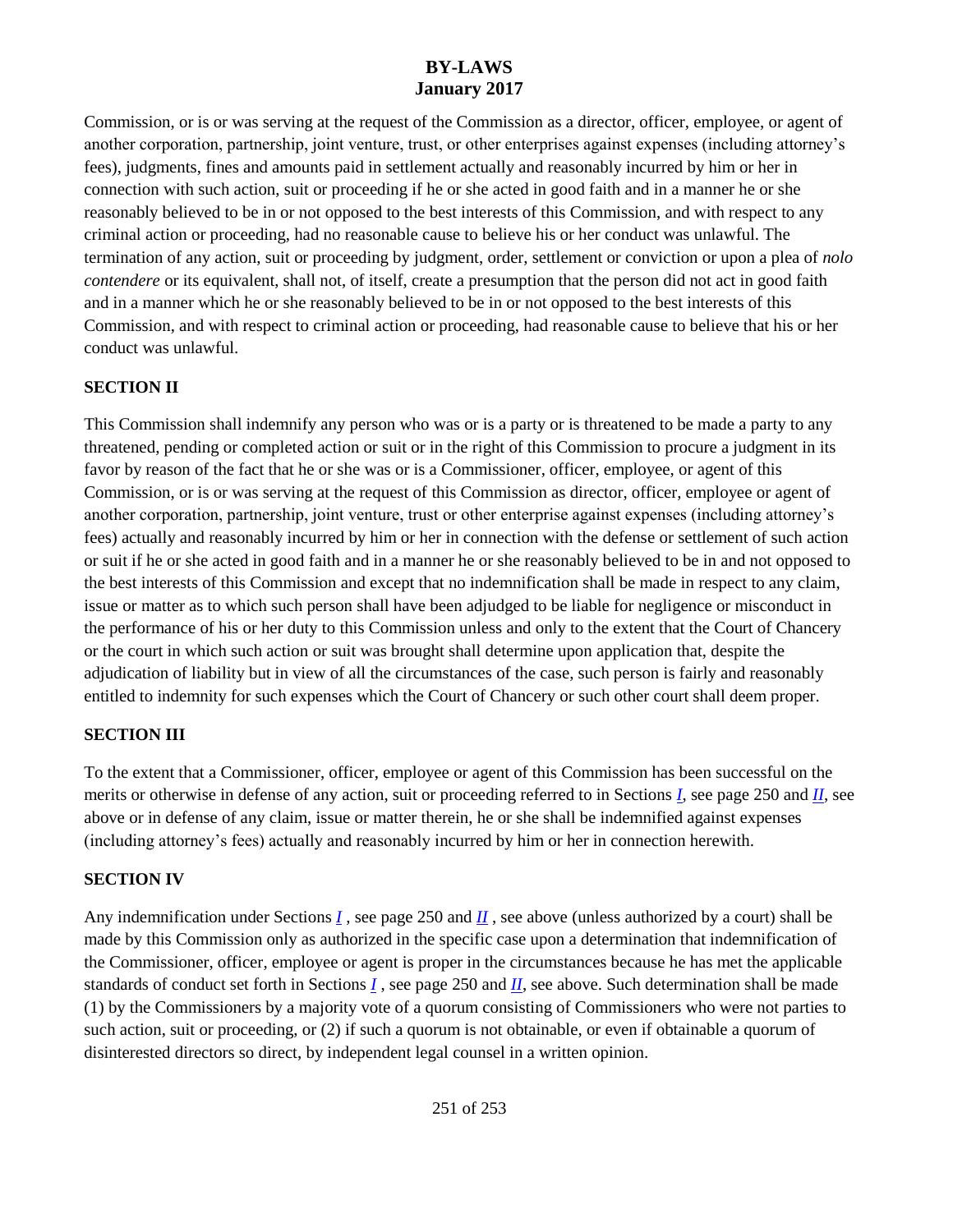Commission, or is or was serving at the request of the Commission as a director, officer, employee, or agent of another corporation, partnership, joint venture, trust, or other enterprises against expenses (including attorney's fees), judgments, fines and amounts paid in settlement actually and reasonably incurred by him or her in connection with such action, suit or proceeding if he or she acted in good faith and in a manner he or she reasonably believed to be in or not opposed to the best interests of this Commission, and with respect to any criminal action or proceeding, had no reasonable cause to believe his or her conduct was unlawful. The termination of any action, suit or proceeding by judgment, order, settlement or conviction or upon a plea of *nolo contendere* or its equivalent, shall not, of itself, create a presumption that the person did not act in good faith and in a manner which he or she reasonably believed to be in or not opposed to the best interests of this Commission, and with respect to criminal action or proceeding, had reasonable cause to believe that his or her conduct was unlawful.

**SECTION II**

This Commission shall indemnify any person who was or is a party or is threatened to be made a party to any threatened, pending or completed action or suit or in the right of this Commission to procure a judgment in its favor by reason of the fact that he or she was or is a Commissioner, officer, employee, or agent of this Commission, or is or was serving at the request of this Commission as director, officer, employee or agent of another corporation, partnership, joint venture, trust or other enterprise against expenses (including attorney's fees) actually and reasonably incurred by him or her in connection with the defense or settlement of such action or suit if he or she acted in good faith and in a manner he or she reasonably believed to be in and not opposed to the best interests of this Commission and except that no indemnification shall be made in respect to any claim, issue or matter as to which such person shall have been adjudged to be liable for negligence or misconduct in the performance of his or her duty to this Commission unless and only to the extent that the Court of Chancery or the court in which such action or suit was brought shall determine upon application that, despite the adjudication of liability but in view of all the circumstances of the case, such person is fairly and reasonably entitled to indemnity for such expenses which the Court of Chancery or such other court shall deem proper.

**SECTION III**

To the extent that a Commissioner, officer, employee or agent of this Commission has been successful on the merits or otherwise in defense of any action, suit or proceeding referred to in Sections *I*, see page 250 and *II*, see above or in defense of any claim, issue or matter therein, he or she shall be indemnified against expenses (including attorney's fees) actually and reasonably incurred by him or her in connection herewith.

**SECTION IV**

Any indemnification under Sections *I* , see page 250 and *II* , see above (unless authorized by a court) shall be made by this Commission only as authorized in the specific case upon a determination that indemnification of the Commissioner, officer, employee or agent is proper in the circumstances because he has met the applicable standards of conduct set forth in Sections *I* , see page 250 and *II*, see above. Such determination shall be made (1) by the Commissioners by a majority vote of a quorum consisting of Commissioners who were not parties to such action, suit or proceeding, or (2) if such a quorum is not obtainable, or even if obtainable a quorum of disinterested directors so direct, by independent legal counsel in a written opinion.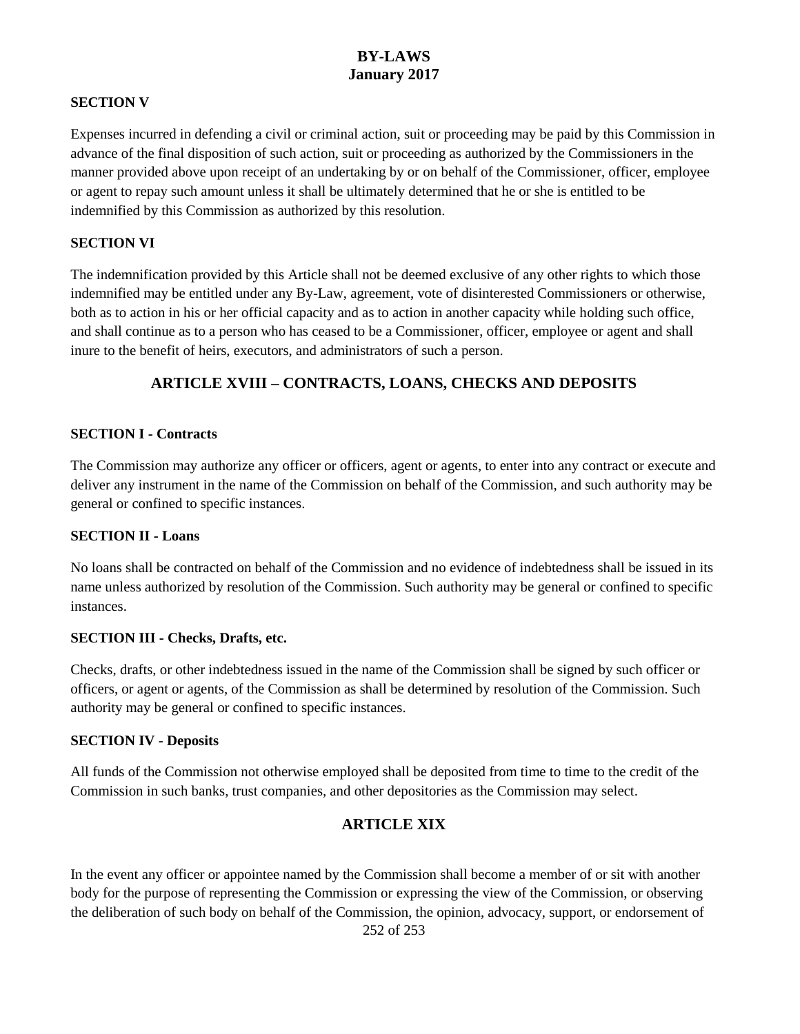### SECTION V

Expenses incurred in defending a civil or criminal action, suit or proceeding may be paid by this Commission in advance of the final disposition of such action, suit or proceeding as authorized by the Commissioners in the manner provided above upon receipt of an undertaking by or on behalf of the Commissioner, officer, employee or agent to repay such amount unless it shall be ultimately determined that he or she is entitled to be indemnified by this Commission as authorized by this resolution.

### SECTION VI

The indemnification provided by this Article shall not be deemed exclusive of any other rights to which those indemnified may be entitled under any By-Law, agreement, vote of disinterested Commissioners or otherwise, both as to action in his or her official capacity and as to action in another capacity while holding such office, and shall continue as to a person who has ceased to be a Commissioner, officer, employee or agent and shall inure to the benefit of heirs, executors, and administrators of such a person.

## ARTICLE XVIII – CONTRACTS, LOANS, CHECKS AND DEPOSITS

### SECTION I - Contracts

The Commission may authorize any officer or officers, agent or agents, to enter into any contract or execute and deliver any instrument in the name of the Commission on behalf of the Commission, and such authority may be general or confined to specific instances.

### SECTION II - Loans

No loans shall be contracted on behalf of the Commission and no evidence of indebtedness shall be issued in its name unless authorized by resolution of the Commission. Such authority may be general or confined to specific instances.

### SECTION III - Checks, Drafts, etc.

Checks, drafts, or other indebtedness issued in the name of the Commission shall be signed by such officer or officers, or agent or agents, of the Commission as shall be determined by resolution of the Commission. Such authority may be general or confined to specific instances.

### SECTION IV - Deposits

All funds of the Commission not otherwise employed shall be deposited from time to time to the credit of the Commission in such banks, trust companies, and other depositories as the Commission may select.

## ARTICLE XIX

In the event any officer or appointee named by the Commission shall become a member of or sit with another body for the purpose of representing the Commission or expressing the view of the Commission, or observing the deliberation of such body on behalf of the Commission, the opinion, advocacy, support, or endorsement of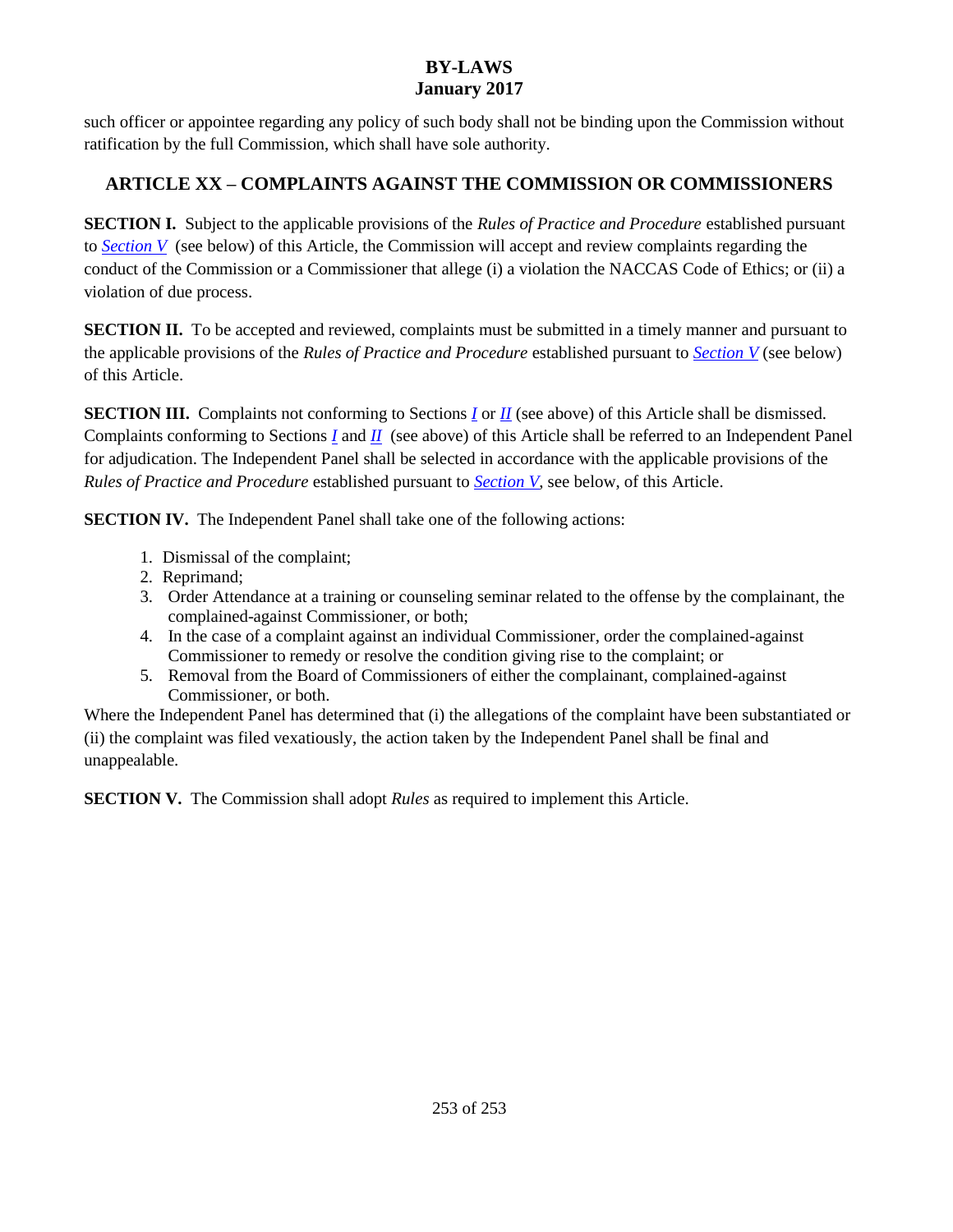such officer or appointee regarding any policy of such body shall not be binding upon the Commission without ratification by the full Commission, which shall have sole authority.

## ARTICLE XX – COMPLAINTS AGAINST THE COMMISSION OR COMMISSIONERS

**SECTION I.** Subject to the applicable provisions of the *Rules of Practice and Procedure* established pursuant to *Section V* (see below) of this Article, the Commission will accept and review complaints regarding the conduct of the Commission or a Commissioner that allege (i) a violation the NACCAS Code of Ethics; or (ii) a violation of due process.

**SECTION II.** To be accepted and reviewed, complaints must be submitted in a timely manner and pursuant to the applicable provisions of the *Rules of Practice and Procedure* established pursuant to *Section V* (see below) of this Article.

**SECTION III.** Complaints not conforming to Sections *I* or *II* (see above) of this Article shall be dismissed. Complaints conforming to Sections *I* and *II* (see above) of this Article shall be referred to an Independent Panel for adjudication. The Independent Panel shall be selected in accordance with the applicable provisions of the *Rules of Practice and Procedure* established pursuant to *Section V*, see below, of this Article.

**SECTION IV.** The Independent Panel shall take one of the following actions:

1. Dismissal of the complaint;
2. Reprimand;
3. Order Attendance at a training or counseling seminar related to the offense by the complainant, the complained-against Commissioner, or both;
4. In the case of a complaint against an individual Commissioner, order the complained-against Commissioner to remedy or resolve the condition giving rise to the complaint; or
5. Removal from the Board of Commissioners of either the complainant, complained-against Commissioner, or both.

Where the Independent Panel has determined that (i) the allegations of the complaint have been substantiated or (ii) the complaint was filed vexatiously, the action taken by the Independent Panel shall be final and unappealable.

**SECTION V.** The Commission shall adopt *Rules* as required to implement this Article.